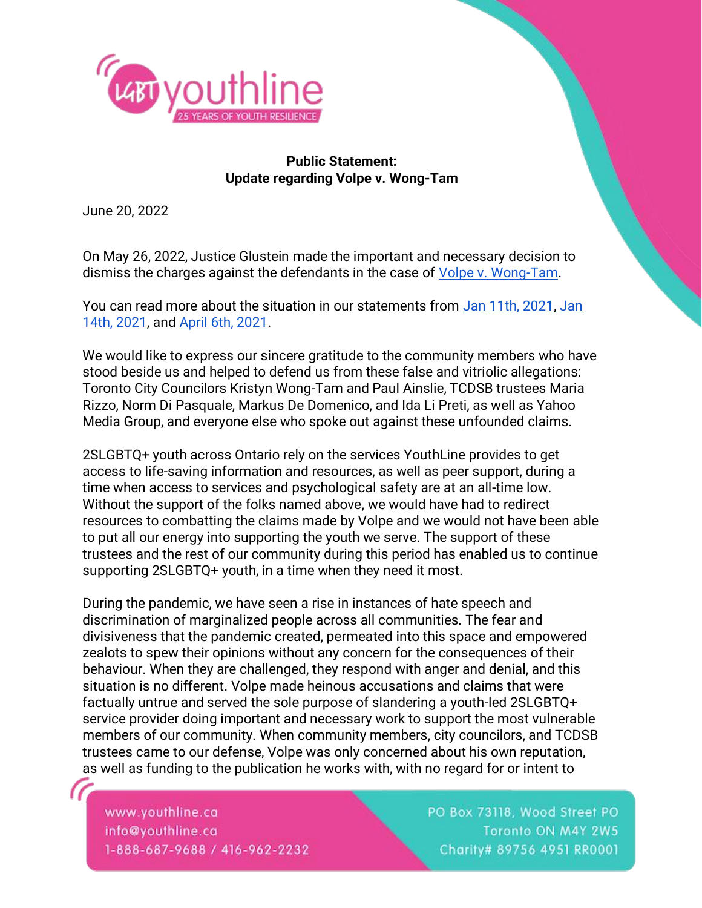**Public Statement:**
**Update regarding Volpe v. Wong-Tam**

June 20, 2022

On May 26, 2022, Justice Glustein made the important and necessary decision to dismiss the charges against the defendants in the case of Volpe v. Wong-Tam.

You can read more about the situation in our statements from Jan 11th, 2021, Jan 14th, 2021, and April 6th, 2021.

We would like to express our sincere gratitude to the community members who have stood beside us and helped to defend us from these false and vitriolic allegations: Toronto City Councilors Kristyn Wong-Tam and Paul Ainslie, TCDSB trustees Maria Rizzo, Norm Di Pasquale, Markus De Domenico, and Ida Li Preti, as well as Yahoo Media Group, and everyone else who spoke out against these unfounded claims.

2SLGBTQ+ youth across Ontario rely on the services YouthLine provides to get access to life-saving information and resources, as well as peer support, during a time when access to services and psychological safety are at an all-time low. Without the support of the folks named above, we would have had to redirect resources to combatting the claims made by Volpe and we would not have been able to put all our energy into supporting the youth we serve. The support of these trustees and the rest of our community during this period has enabled us to continue supporting 2SLGBTQ+ youth, in a time when they need it most.

During the pandemic, we have seen a rise in instances of hate speech and discrimination of marginalized people across all communities. The fear and divisiveness that the pandemic created, permeated into this space and empowered zealots to spew their opinions without any concern for the consequences of their behaviour. When they are challenged, they respond with anger and denial, and this situation is no different. Volpe made heinous accusations and claims that were factually untrue and served the sole purpose of slandering a youth-led 2SLGBTQ+ service provider doing important and necessary work to support the most vulnerable members of our community. When community members, city councilors, and TCDSB trustees came to our defense, Volpe was only concerned about his own reputation, as well as funding to the publication he works with, with no regard for or intent to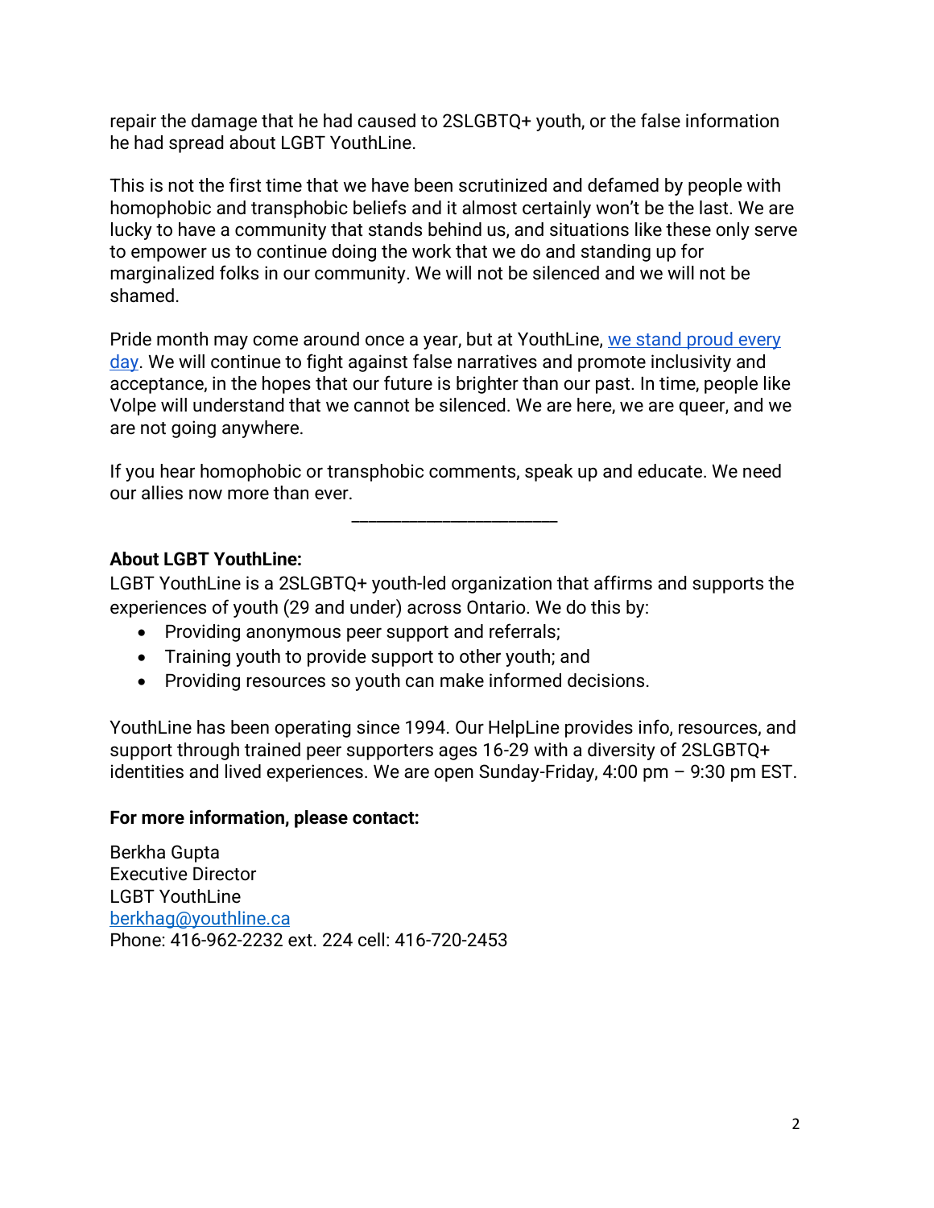repair the damage that he had caused to 2SLGBTQ+ youth, or the false information he had spread about LGBT YouthLine.

This is not the first time that we have been scrutinized and defamed by people with homophobic and transphobic beliefs and it almost certainly won't be the last. We are lucky to have a community that stands behind us, and situations like these only serve to empower us to continue doing the work that we do and standing up for marginalized folks in our community. We will not be silenced and we will not be shamed.

Pride month may come around once a year, but at YouthLine, we stand proud every day. We will continue to fight against false narratives and promote inclusivity and acceptance, in the hopes that our future is brighter than our past. In time, people like Volpe will understand that we cannot be silenced. We are here, we are queer, and we are not going anywhere.

If you hear homophobic or transphobic comments, speak up and educate. We need our allies now more than ever.

---

**About LGBT YouthLine:**
LGBT YouthLine is a 2SLGBTQ+ youth-led organization that affirms and supports the experiences of youth (29 and under) across Ontario. We do this by:

- Providing anonymous peer support and referrals;
- Training youth to provide support to other youth; and
- Providing resources so youth can make informed decisions.

YouthLine has been operating since 1994. Our HelpLine provides info, resources, and support through trained peer supporters ages 16-29 with a diversity of 2SLGBTQ+ identities and lived experiences. We are open Sunday-Friday, 4:00 pm – 9:30 pm EST.

**For more information, please contact:**

Berkha Gupta
Executive Director
LGBT YouthLine
berkhag@youthline.ca
Phone: 416-962-2232 ext. 224 cell: 416-720-2453